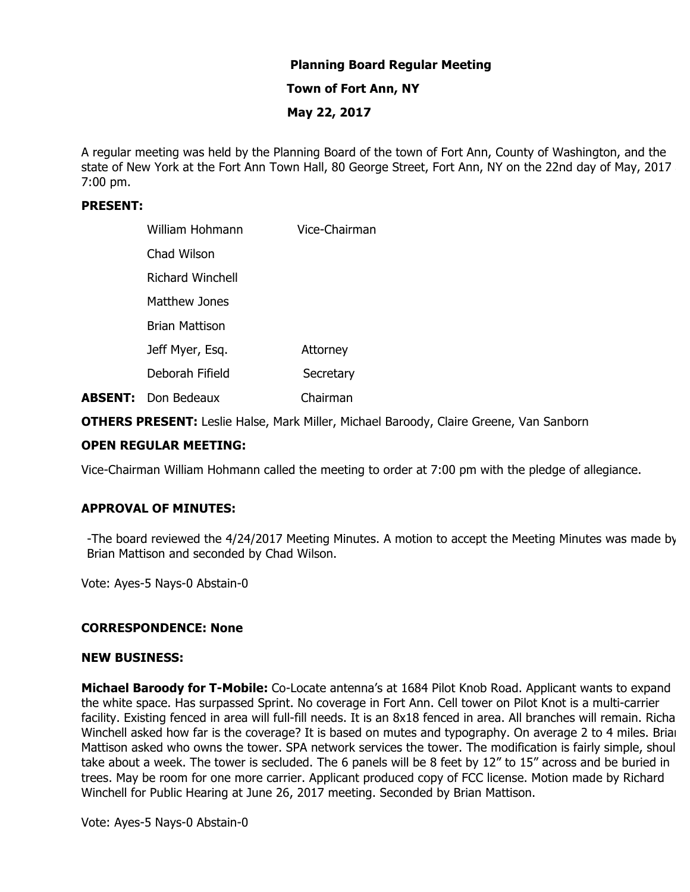**Planning Board Regular Meeting**

**Town of Fort Ann, NY**

**May 22, 2017**

A regular meeting was held by the Planning Board of the town of Fort Ann, County of Washington, and the state of New York at the Fort Ann Town Hall, 80 George Street, Fort Ann, NY on the 22nd day of May, 2017 7:00 pm.

**PRESENT:**

| | | |
|---|---|---|
| | William Hohmann | Vice-Chairman |
| | Chad Wilson | |
| | Richard Winchell | |
| | Matthew Jones | |
| | Brian Mattison | |
| | Jeff Myer, Esq. | Attorney |
| | Deborah Fifield | Secretary |
| **ABSENT:** | Don Bedeaux | Chairman |

**OTHERS PRESENT:** Leslie Halse, Mark Miller, Michael Baroody, Claire Greene, Van Sanborn

**OPEN REGULAR MEETING:**

Vice-Chairman William Hohmann called the meeting to order at 7:00 pm with the pledge of allegiance.

**APPROVAL OF MINUTES:**

-The board reviewed the 4/24/2017 Meeting Minutes. A motion to accept the Meeting Minutes was made by Brian Mattison and seconded by Chad Wilson.

Vote: Ayes-5 Nays-0 Abstain-0

**CORRESPONDENCE: None**

**NEW BUSINESS:**

**Michael Baroody for T-Mobile:** Co-Locate antenna's at 1684 Pilot Knob Road. Applicant wants to expand the white space. Has surpassed Sprint. No coverage in Fort Ann. Cell tower on Pilot Knot is a multi-carrier facility. Existing fenced in area will full-fill needs. It is an 8x18 fenced in area. All branches will remain. Richa Winchell asked how far is the coverage? It is based on mutes and typography. On average 2 to 4 miles. Bria Mattison asked who owns the tower. SPA network services the tower. The modification is fairly simple, shoul take about a week. The tower is secluded. The 6 panels will be 8 feet by 12" to 15" across and be buried in trees. May be room for one more carrier. Applicant produced copy of FCC license. Motion made by Richard Winchell for Public Hearing at June 26, 2017 meeting. Seconded by Brian Mattison.

Vote: Ayes-5 Nays-0 Abstain-0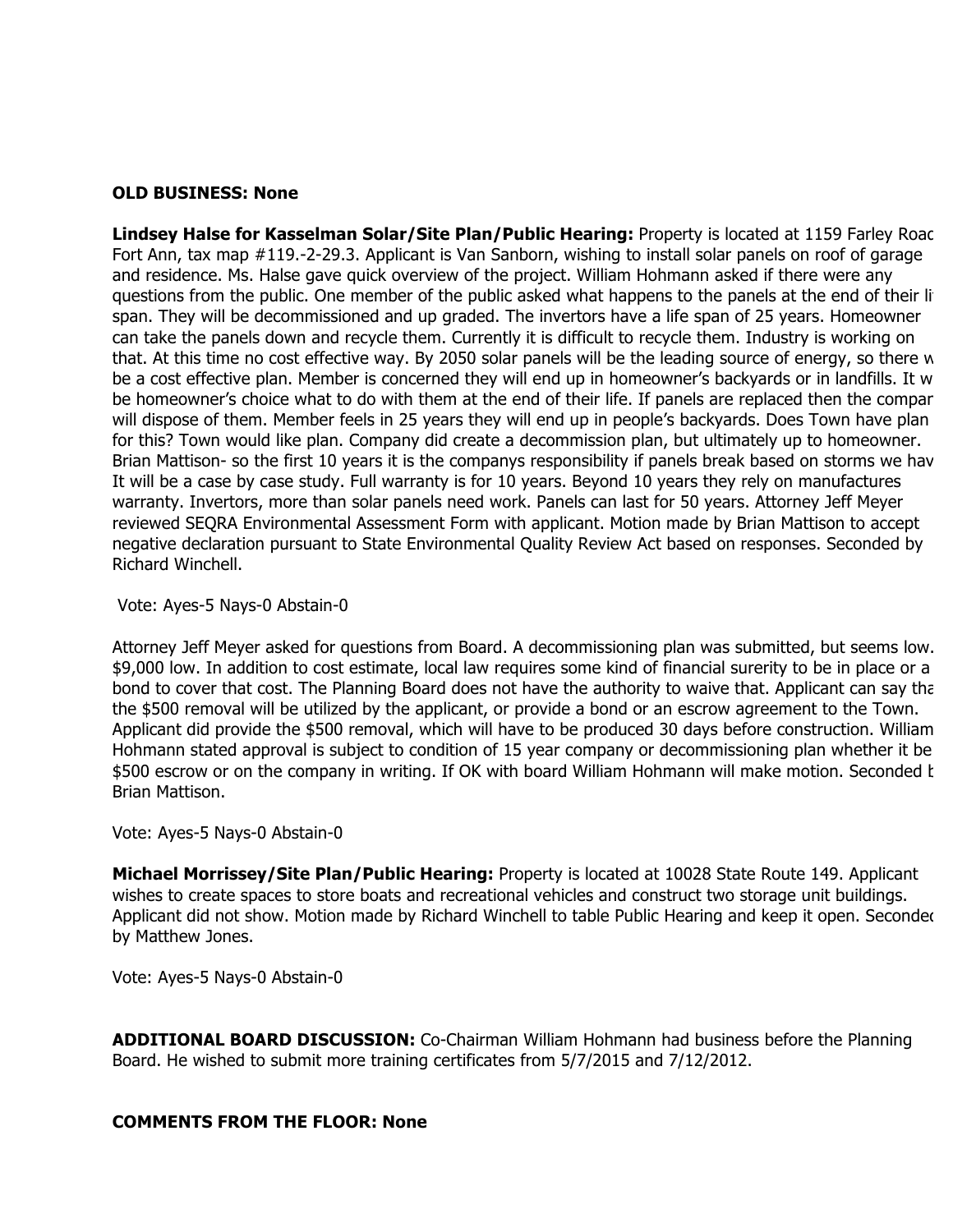**OLD BUSINESS: None**

**Lindsey Halse for Kasselman Solar/Site Plan/Public Hearing:** Property is located at 1159 Farley Road Fort Ann, tax map #119.-2-29.3. Applicant is Van Sanborn, wishing to install solar panels on roof of garage and residence. Ms. Halse gave quick overview of the project. William Hohmann asked if there were any questions from the public. One member of the public asked what happens to the panels at the end of their life span. They will be decommissioned and up graded. The invertors have a life span of 25 years. Homeowner can take the panels down and recycle them. Currently it is difficult to recycle them. Industry is working on that. At this time no cost effective way. By 2050 solar panels will be the leading source of energy, so there will be a cost effective plan. Member is concerned they will end up in homeowner's backyards or in landfills. It will be homeowner's choice what to do with them at the end of their life. If panels are replaced then the company will dispose of them. Member feels in 25 years they will end up in people's backyards. Does Town have plan for this? Town would like plan. Company did create a decommission plan, but ultimately up to homeowner. Brian Mattison- so the first 10 years it is the companys responsibility if panels break based on storms we have. It will be a case by case study. Full warranty is for 10 years. Beyond 10 years they rely on manufactures warranty. Invertors, more than solar panels need work. Panels can last for 50 years. Attorney Jeff Meyer reviewed SEQRA Environmental Assessment Form with applicant. Motion made by Brian Mattison to accept negative declaration pursuant to State Environmental Quality Review Act based on responses. Seconded by Richard Winchell.

Vote: Ayes-5 Nays-0 Abstain-0

Attorney Jeff Meyer asked for questions from Board. A decommissioning plan was submitted, but seems low. $9,000 low. In addition to cost estimate, local law requires some kind of financial surerity to be in place or a bond to cover that cost. The Planning Board does not have the authority to waive that. Applicant can say that the $500 removal will be utilized by the applicant, or provide a bond or an escrow agreement to the Town. Applicant did provide the $500 removal, which will have to be produced 30 days before construction. William Hohmann stated approval is subject to condition of 15 year company or decommissioning plan whether it be $500 escrow or on the company in writing. If OK with board William Hohmann will make motion. Seconded by Brian Mattison.

Vote: Ayes-5 Nays-0 Abstain-0

**Michael Morrissey/Site Plan/Public Hearing:** Property is located at 10028 State Route 149. Applicant wishes to create spaces to store boats and recreational vehicles and construct two storage unit buildings. Applicant did not show. Motion made by Richard Winchell to table Public Hearing and keep it open. Seconded by Matthew Jones.

Vote: Ayes-5 Nays-0 Abstain-0

**ADDITIONAL BOARD DISCUSSION:** Co-Chairman William Hohmann had business before the Planning Board. He wished to submit more training certificates from 5/7/2015 and 7/12/2012.

**COMMENTS FROM THE FLOOR: None**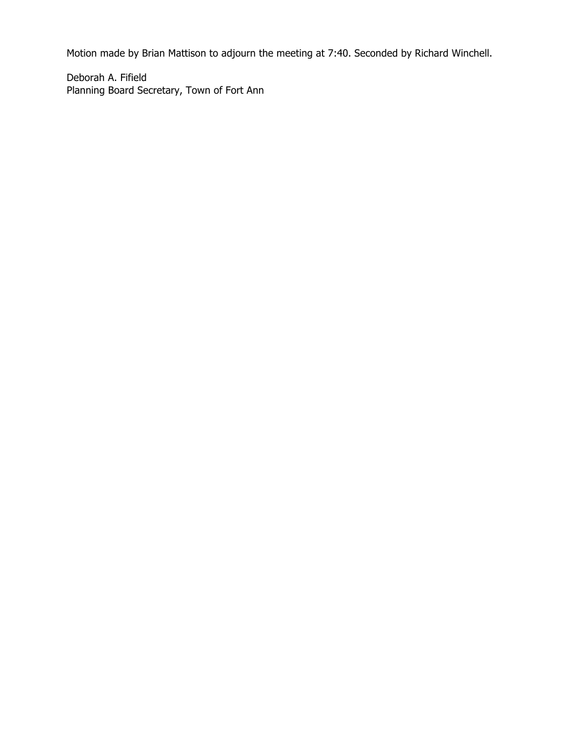Motion made by Brian Mattison to adjourn the meeting at 7:40. Seconded by Richard Winchell.

Deborah A. Fifield
Planning Board Secretary, Town of Fort Ann